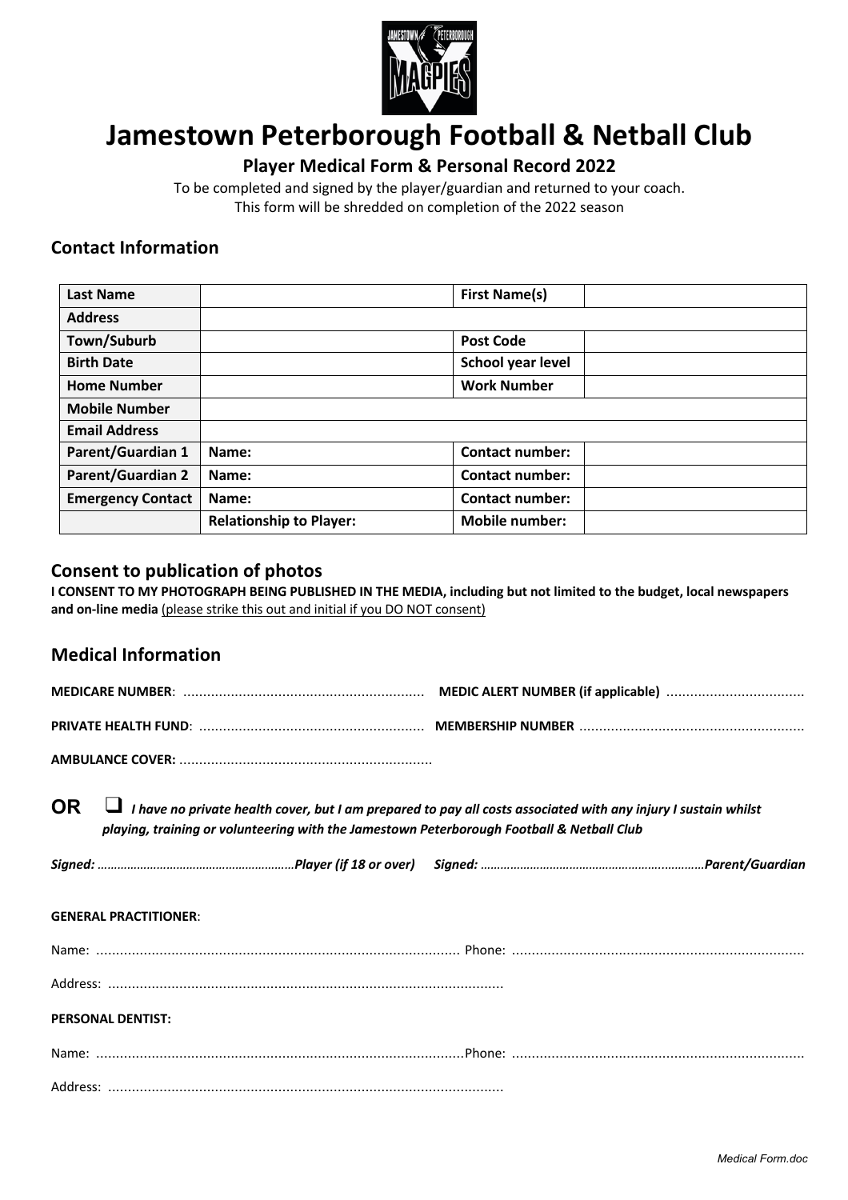# Jamestown Peterborough Football & Netball Club

### Player Medical Form & Personal Record 2022

To be completed and signed by the player/guardian and returned to your coach.
This form will be shredded on completion of the 2022 season

## Contact Information

| **Last Name** | | **First Name(s)** | |
|---|---|---|---|
| **Address** | | | |
| **Town/Suburb** | | **Post Code** | |
| **Birth Date** | | **School year level** | |
| **Home Number** | | **Work Number** | |
| **Mobile Number** | | | |
| **Email Address** | | | |
| **Parent/Guardian 1** | **Name:** | **Contact number:** | |
| **Parent/Guardian 2** | **Name:** | **Contact number:** | |
| **Emergency Contact** | **Name:** | **Contact number:** | |
| | **Relationship to Player:** | **Mobile number:** | |

## Consent to publication of photos

**I CONSENT TO MY PHOTOGRAPH BEING PUBLISHED IN THE MEDIA, including but not limited to the budget, local newspapers and on-line media** (please strike this out and initial if you DO NOT consent)

## Medical Information

**MEDICARE NUMBER**: ............................................................ **MEDIC ALERT NUMBER (if applicable)** ..................................

**PRIVATE HEALTH FUND**: ........................................................ **MEMBERSHIP NUMBER** ........................................................

**AMBULANCE COVER:** ...............................................................

**OR** ❑ ***I have no private health cover, but I am prepared to pay all costs associated with any injury I sustain whilst playing, training or volunteering with the Jamestown Peterborough Football & Netball Club***

***Signed:*** ……………………………………………………***Player (if 18 or over)*** ***Signed:*** …………………………………………………………***Parent/Guardian***

**GENERAL PRACTITIONER**:

Name: ........................................................................................... Phone: .........................................................................

Address: ...................................................................................................

**PERSONAL DENTIST:**

Name: ...........................................................................................Phone: .........................................................................

Address: ...................................................................................................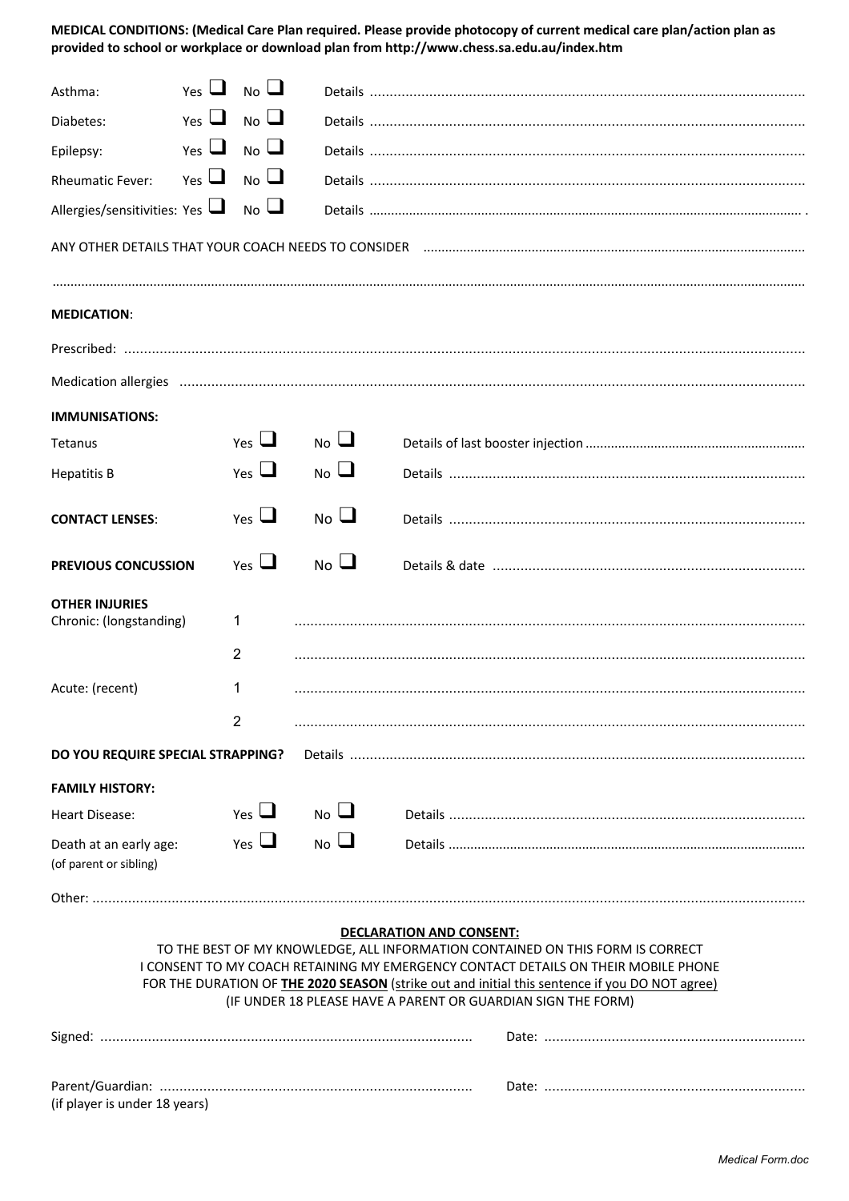**MEDICAL CONDITIONS: (Medical Care Plan required. Please provide photocopy of current medical care plan/action plan as provided to school or workplace or download plan from http://www.chess.sa.edu.au/index.htm**

Asthma: Yes ❑ No ❑ Details ............................................................................................................

Diabetes: Yes ❑ No ❑ Details ............................................................................................................

Epilepsy: Yes ❑ No ❑ Details ............................................................................................................

Rheumatic Fever: Yes ❑ No ❑ Details ............................................................................................................

Allergies/sensitivities: Yes ❑ No ❑ Details ............................................................................................................

ANY OTHER DETAILS THAT YOUR COACH NEEDS TO CONSIDER ........................................................................................................

........................................................................................................................................................................................................

**MEDICATION**:

Prescribed: ........................................................................................................................................................................

Medication allergies ............................................................................................................................................................

**IMMUNISATIONS:**

Tetanus Yes ❑ No ❑ Details of last booster injection ............................................................

Hepatitis B Yes ❑ No ❑ Details .........................................................................................

**CONTACT LENSES**: Yes ❑ No ❑ Details .........................................................................................

**PREVIOUS CONCUSSION** Yes ❑ No ❑ Details & date ..............................................................................

**OTHER INJURIES**

Chronic: (longstanding) 1 ................................................................................................................................

2 ................................................................................................................................

Acute: (recent) 1 ................................................................................................................................

2 ................................................................................................................................

**DO YOU REQUIRE SPECIAL STRAPPING?** Details ..................................................................................................................

**FAMILY HISTORY:**

Heart Disease: Yes ❑ No ❑ Details .........................................................................................

Death at an early age: Yes ❑ No ❑ Details .........................................................................................
(of parent or sibling)

Other: ...............................................................................................................................................................................

**DECLARATION AND CONSENT:**

TO THE BEST OF MY KNOWLEDGE, ALL INFORMATION CONTAINED ON THIS FORM IS CORRECT
I CONSENT TO MY COACH RETAINING MY EMERGENCY CONTACT DETAILS ON THEIR MOBILE PHONE
FOR THE DURATION OF **THE 2020 SEASON** (strike out and initial this sentence if you DO NOT agree)
(IF UNDER 18 PLEASE HAVE A PARENT OR GUARDIAN SIGN THE FORM)

Signed: .............................................................................................. Date: ..................................................................

Parent/Guardian: ............................................................................... Date: ..................................................................
(if player is under 18 years)

*Medical Form.doc*